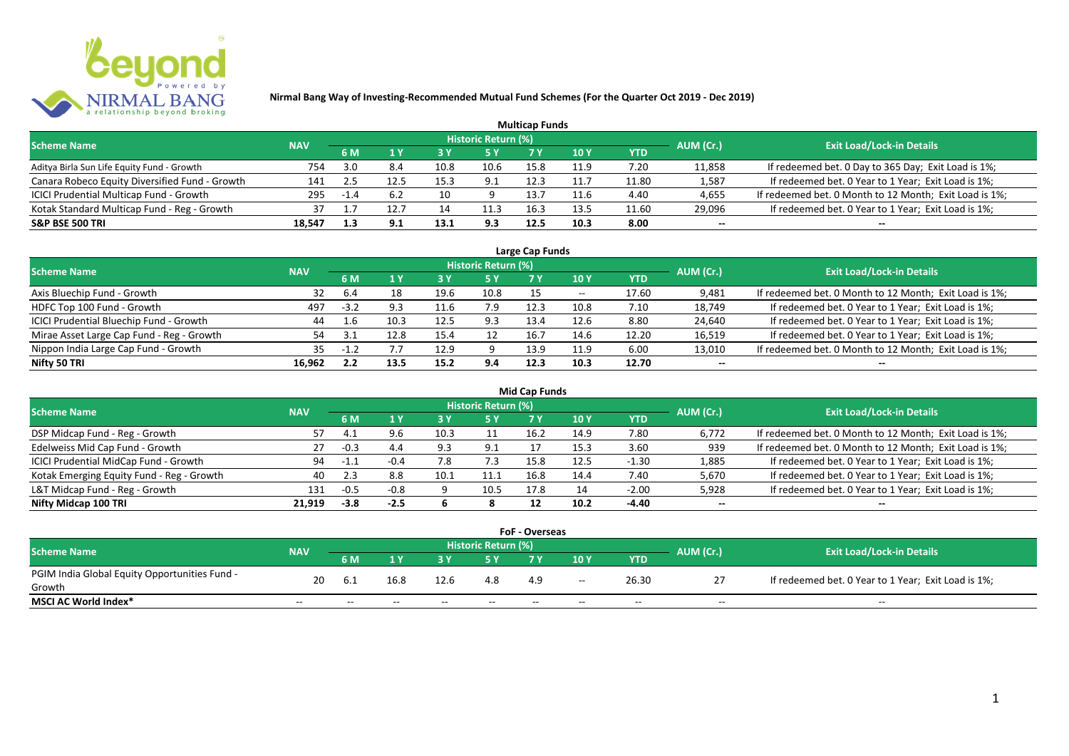# Nirmal Bang Way of Investing-Recommended Mutual Fund Schemes (For the Quarter Oct 2019 - Dec 2019)

## Multicap Funds

| Scheme Name | NAV | Historic Return (%) | | | | | | | AUM (Cr.) | Exit Load/Lock-in Details |
|---|---|---|---|---|---|---|---|---|---|---|
| | | 6 M | 1 Y | 3 Y | 5 Y | 7 Y | 10 Y | YTD | | |
| Aditya Birla Sun Life Equity Fund - Growth | 754 | 3.0 | 8.4 | 10.8 | 10.6 | 15.8 | 11.9 | 7.20 | 11,858 | If redeemed bet. 0 Day to 365 Day; Exit Load is 1%; |
| Canara Robeco Equity Diversified Fund - Growth | 141 | 2.5 | 12.5 | 15.3 | 9.1 | 12.3 | 11.7 | 11.80 | 1,587 | If redeemed bet. 0 Year to 1 Year; Exit Load is 1%; |
| ICICI Prudential Multicap Fund - Growth | 295 | -1.4 | 6.2 | 10 | 9 | 13.7 | 11.6 | 4.40 | 4,655 | If redeemed bet. 0 Month to 12 Month; Exit Load is 1%; |
| Kotak Standard Multicap Fund - Reg - Growth | 37 | 1.7 | 12.7 | 14 | 11.3 | 16.3 | 13.5 | 11.60 | 29,096 | If redeemed bet. 0 Year to 1 Year; Exit Load is 1%; |
| **S&P BSE 500 TRI** | **18,547** | **1.3** | **9.1** | **13.1** | **9.3** | **12.5** | **10.3** | **8.00** | **--** | **--** |

## Large Cap Funds

| Scheme Name | NAV | Historic Return (%) | | | | | | | AUM (Cr.) | Exit Load/Lock-in Details |
|---|---|---|---|---|---|---|---|---|---|---|
| | | 6 M | 1 Y | 3 Y | 5 Y | 7 Y | 10 Y | YTD | | |
| Axis Bluechip Fund - Growth | 32 | 6.4 | 18 | 19.6 | 10.8 | 15 | -- | 17.60 | 9,481 | If redeemed bet. 0 Month to 12 Month; Exit Load is 1%; |
| HDFC Top 100 Fund - Growth | 497 | -3.2 | 9.3 | 11.6 | 7.9 | 12.3 | 10.8 | 7.10 | 18,749 | If redeemed bet. 0 Year to 1 Year; Exit Load is 1%; |
| ICICI Prudential Bluechip Fund - Growth | 44 | 1.6 | 10.3 | 12.5 | 9.3 | 13.4 | 12.6 | 8.80 | 24,640 | If redeemed bet. 0 Year to 1 Year; Exit Load is 1%; |
| Mirae Asset Large Cap Fund - Reg - Growth | 54 | 3.1 | 12.8 | 15.4 | 12 | 16.7 | 14.6 | 12.20 | 16,519 | If redeemed bet. 0 Year to 1 Year; Exit Load is 1%; |
| Nippon India Large Cap Fund - Growth | 35 | -1.2 | 7.7 | 12.9 | 9 | 13.9 | 11.9 | 6.00 | 13,010 | If redeemed bet. 0 Month to 12 Month; Exit Load is 1%; |
| **Nifty 50 TRI** | **16,962** | **2.2** | **13.5** | **15.2** | **9.4** | **12.3** | **10.3** | **12.70** | **--** | **--** |

## Mid Cap Funds

| Scheme Name | NAV | Historic Return (%) | | | | | | | AUM (Cr.) | Exit Load/Lock-in Details |
|---|---|---|---|---|---|---|---|---|---|---|
| | | 6 M | 1 Y | 3 Y | 5 Y | 7 Y | 10 Y | YTD | | |
| DSP Midcap Fund - Reg - Growth | 57 | 4.1 | 9.6 | 10.3 | 11 | 16.2 | 14.9 | 7.80 | 6,772 | If redeemed bet. 0 Month to 12 Month; Exit Load is 1%; |
| Edelweiss Mid Cap Fund - Growth | 27 | -0.3 | 4.4 | 9.3 | 9.1 | 17 | 15.3 | 3.60 | 939 | If redeemed bet. 0 Month to 12 Month; Exit Load is 1%; |
| ICICI Prudential MidCap Fund - Growth | 94 | -1.1 | -0.4 | 7.8 | 7.3 | 15.8 | 12.5 | -1.30 | 1,885 | If redeemed bet. 0 Year to 1 Year; Exit Load is 1%; |
| Kotak Emerging Equity Fund - Reg - Growth | 40 | 2.3 | 8.8 | 10.1 | 11.1 | 16.8 | 14.4 | 7.40 | 5,670 | If redeemed bet. 0 Year to 1 Year; Exit Load is 1%; |
| L&T Midcap Fund - Reg - Growth | 131 | -0.5 | -0.8 | 9 | 10.5 | 17.8 | 14 | -2.00 | 5,928 | If redeemed bet. 0 Year to 1 Year; Exit Load is 1%; |
| **Nifty Midcap 100 TRI** | **21,919** | **-3.8** | **-2.5** | **6** | **8** | **12** | **10.2** | **-4.40** | **--** | **--** |

## FoF - Overseas

| Scheme Name | NAV | Historic Return (%) | | | | | | | AUM (Cr.) | Exit Load/Lock-in Details |
|---|---|---|---|---|---|---|---|---|---|---|
| | | 6 M | 1 Y | 3 Y | 5 Y | 7 Y | 10 Y | YTD | | |
| PGIM India Global Equity Opportunities Fund - Growth | 20 | 6.1 | 16.8 | 12.6 | 4.8 | 4.9 | -- | 26.30 | 27 | If redeemed bet. 0 Year to 1 Year; Exit Load is 1%; |
| **MSCI AC World Index*** | **--** | **--** | **--** | **--** | **--** | **--** | **--** | **--** | **--** | **--** |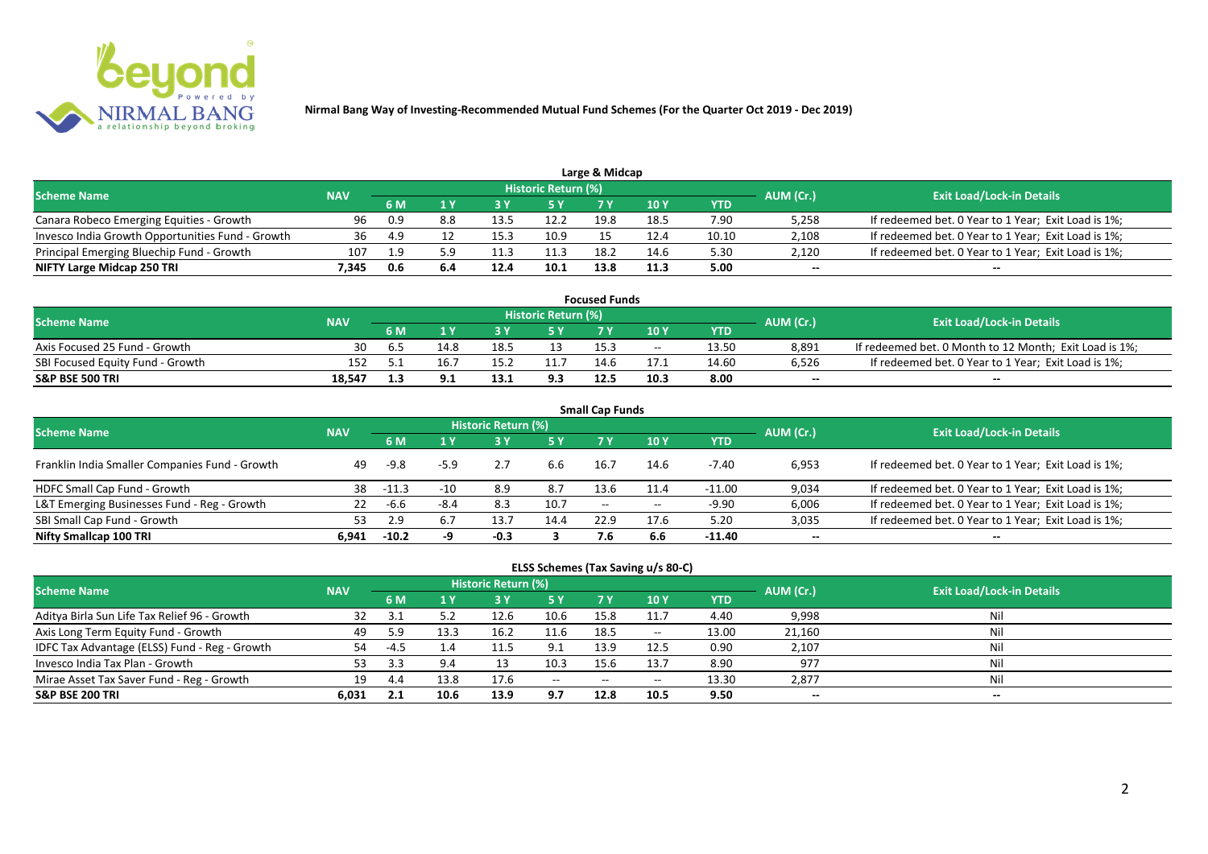# Nirmal Bang Way of Investing-Recommended Mutual Fund Schemes (For the Quarter Oct 2019 - Dec 2019)

## Large & Midcap

| Scheme Name | NAV | Historic Return (%) | | | | | | | AUM (Cr.) | Exit Load/Lock-in Details |
|---|---|---|---|---|---|---|---|---|---|---|
| | | 6 M | 1 Y | 3 Y | 5 Y | 7 Y | 10 Y | YTD | | |
| Canara Robeco Emerging Equities - Growth | 96 | 0.9 | 8.8 | 13.5 | 12.2 | 19.8 | 18.5 | 7.90 | 5,258 | If redeemed bet. 0 Year to 1 Year; Exit Load is 1%; |
| Invesco India Growth Opportunities Fund - Growth | 36 | 4.9 | 12 | 15.3 | 10.9 | 15 | 12.4 | 10.10 | 2,108 | If redeemed bet. 0 Year to 1 Year; Exit Load is 1%; |
| Principal Emerging Bluechip Fund - Growth | 107 | 1.9 | 5.9 | 11.3 | 11.3 | 18.2 | 14.6 | 5.30 | 2,120 | If redeemed bet. 0 Year to 1 Year; Exit Load is 1%; |
| **NIFTY Large Midcap 250 TRI** | **7,345** | **0.6** | **6.4** | **12.4** | **10.1** | **13.8** | **11.3** | **5.00** | **--** | **--** |

## Focused Funds

| Scheme Name | NAV | Historic Return (%) | | | | | | | AUM (Cr.) | Exit Load/Lock-in Details |
|---|---|---|---|---|---|---|---|---|---|---|
| | | 6 M | 1 Y | 3 Y | 5 Y | 7 Y | 10 Y | YTD | | |
| Axis Focused 25 Fund - Growth | 30 | 6.5 | 14.8 | 18.5 | 13 | 15.3 | -- | 13.50 | 8,891 | If redeemed bet. 0 Month to 12 Month; Exit Load is 1%; |
| SBI Focused Equity Fund - Growth | 152 | 5.1 | 16.7 | 15.2 | 11.7 | 14.6 | 17.1 | 14.60 | 6,526 | If redeemed bet. 0 Year to 1 Year; Exit Load is 1%; |
| **S&P BSE 500 TRI** | **18,547** | **1.3** | **9.1** | **13.1** | **9.3** | **12.5** | **10.3** | **8.00** | **--** | **--** |

## Small Cap Funds

| Scheme Name | NAV | Historic Return (%) | | | | | | | AUM (Cr.) | Exit Load/Lock-in Details |
|---|---|---|---|---|---|---|---|---|---|---|
| | | 6 M | 1 Y | 3 Y | 5 Y | 7 Y | 10 Y | YTD | | |
| Franklin India Smaller Companies Fund - Growth | 49 | -9.8 | -5.9 | 2.7 | 6.6 | 16.7 | 14.6 | -7.40 | 6,953 | If redeemed bet. 0 Year to 1 Year; Exit Load is 1%; |
| HDFC Small Cap Fund - Growth | 38 | -11.3 | -10 | 8.9 | 8.7 | 13.6 | 11.4 | -11.00 | 9,034 | If redeemed bet. 0 Year to 1 Year; Exit Load is 1%; |
| L&T Emerging Businesses Fund - Reg - Growth | 22 | -6.6 | -8.4 | 8.3 | 10.7 | -- | -- | -9.90 | 6,006 | If redeemed bet. 0 Year to 1 Year; Exit Load is 1%; |
| SBI Small Cap Fund - Growth | 53 | 2.9 | 6.7 | 13.7 | 14.4 | 22.9 | 17.6 | 5.20 | 3,035 | If redeemed bet. 0 Year to 1 Year; Exit Load is 1%; |
| **Nifty Smallcap 100 TRI** | **6,941** | **-10.2** | **-9** | **-0.3** | **3** | **7.6** | **6.6** | **-11.40** | **--** | **--** |

## ELSS Schemes (Tax Saving u/s 80-C)

| Scheme Name | NAV | Historic Return (%) | | | | | | | AUM (Cr.) | Exit Load/Lock-in Details |
|---|---|---|---|---|---|---|---|---|---|---|
| | | 6 M | 1 Y | 3 Y | 5 Y | 7 Y | 10 Y | YTD | | |
| Aditya Birla Sun Life Tax Relief 96 - Growth | 32 | 3.1 | 5.2 | 12.6 | 10.6 | 15.8 | 11.7 | 4.40 | 9,998 | Nil |
| Axis Long Term Equity Fund - Growth | 49 | 5.9 | 13.3 | 16.2 | 11.6 | 18.5 | -- | 13.00 | 21,160 | Nil |
| IDFC Tax Advantage (ELSS) Fund - Reg - Growth | 54 | -4.5 | 1.4 | 11.5 | 9.1 | 13.9 | 12.5 | 0.90 | 2,107 | Nil |
| Invesco India Tax Plan - Growth | 53 | 3.3 | 9.4 | 13 | 10.3 | 15.6 | 13.7 | 8.90 | 977 | Nil |
| Mirae Asset Tax Saver Fund - Reg - Growth | 19 | 4.4 | 13.8 | 17.6 | -- | -- | -- | 13.30 | 2,877 | Nil |
| **S&P BSE 200 TRI** | **6,031** | **2.1** | **10.6** | **13.9** | **9.7** | **12.8** | **10.5** | **9.50** | **--** | **--** |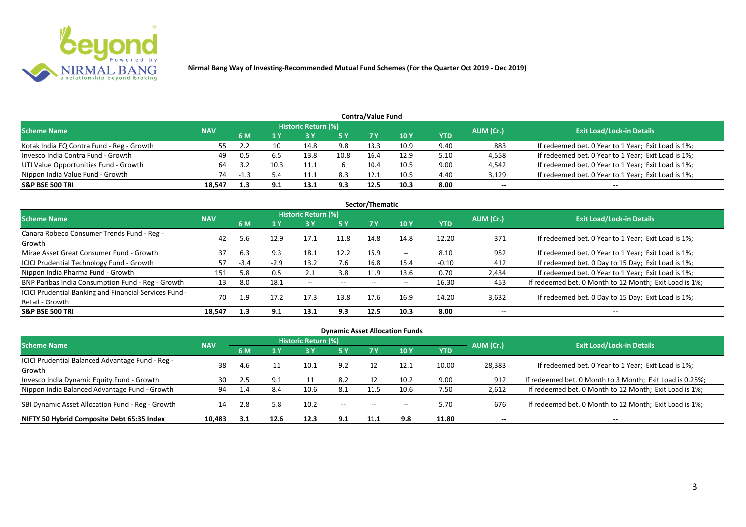Nirmal Bang Way of Investing-Recommended Mutual Fund Schemes (For the Quarter Oct 2019 - Dec 2019)

## Contra/Value Fund

| Scheme Name | NAV | Historic Return (%) | | | | | | | AUM (Cr.) | Exit Load/Lock-in Details |
|---|---|---|---|---|---|---|---|---|---|---|
| | | 6 M | 1 Y | 3 Y | 5 Y | 7 Y | 10 Y | YTD | | |
| Kotak India EQ Contra Fund - Reg - Growth | 55 | 2.2 | 10 | 14.8 | 9.8 | 13.3 | 10.9 | 9.40 | 883 | If redeemed bet. 0 Year to 1 Year; Exit Load is 1%; |
| Invesco India Contra Fund - Growth | 49 | 0.5 | 6.5 | 13.8 | 10.8 | 16.4 | 12.9 | 5.10 | 4,558 | If redeemed bet. 0 Year to 1 Year; Exit Load is 1%; |
| UTI Value Opportunities Fund - Growth | 64 | 3.2 | 10.3 | 11.1 | 6 | 10.4 | 10.5 | 9.00 | 4,542 | If redeemed bet. 0 Year to 1 Year; Exit Load is 1%; |
| Nippon India Value Fund - Growth | 74 | -1.3 | 5.4 | 11.1 | 8.3 | 12.1 | 10.5 | 4.40 | 3,129 | If redeemed bet. 0 Year to 1 Year; Exit Load is 1%; |
| **S&P BSE 500 TRI** | **18,547** | **1.3** | **9.1** | **13.1** | **9.3** | **12.5** | **10.3** | **8.00** | **--** | **--** |

## Sector/Thematic

| Scheme Name | NAV | Historic Return (%) | | | | | | | AUM (Cr.) | Exit Load/Lock-in Details |
|---|---|---|---|---|---|---|---|---|---|---|
| | | 6 M | 1 Y | 3 Y | 5 Y | 7 Y | 10 Y | YTD | | |
| Canara Robeco Consumer Trends Fund - Reg - Growth | 42 | 5.6 | 12.9 | 17.1 | 11.8 | 14.8 | 14.8 | 12.20 | 371 | If redeemed bet. 0 Year to 1 Year; Exit Load is 1%; |
| Mirae Asset Great Consumer Fund - Growth | 37 | 6.3 | 9.3 | 18.1 | 12.2 | 15.9 | -- | 8.10 | 952 | If redeemed bet. 0 Year to 1 Year; Exit Load is 1%; |
| ICICI Prudential Technology Fund - Growth | 57 | -3.4 | -2.9 | 13.2 | 7.6 | 16.8 | 15.4 | -0.10 | 412 | If redeemed bet. 0 Day to 15 Day; Exit Load is 1%; |
| Nippon India Pharma Fund - Growth | 151 | 5.8 | 0.5 | 2.1 | 3.8 | 11.9 | 13.6 | 0.70 | 2,434 | If redeemed bet. 0 Year to 1 Year; Exit Load is 1%; |
| BNP Paribas India Consumption Fund - Reg - Growth | 13 | 8.0 | 18.1 | -- | -- | -- | -- | 16.30 | 453 | If redeemed bet. 0 Month to 12 Month; Exit Load is 1%; |
| ICICI Prudential Banking and Financial Services Fund - Retail - Growth | 70 | 1.9 | 17.2 | 17.3 | 13.8 | 17.6 | 16.9 | 14.20 | 3,632 | If redeemed bet. 0 Day to 15 Day; Exit Load is 1%; |
| **S&P BSE 500 TRI** | **18,547** | **1.3** | **9.1** | **13.1** | **9.3** | **12.5** | **10.3** | **8.00** | **--** | **--** |

## Dynamic Asset Allocation Funds

| Scheme Name | NAV | Historic Return (%) | | | | | | | AUM (Cr.) | Exit Load/Lock-in Details |
|---|---|---|---|---|---|---|---|---|---|---|
| | | 6 M | 1 Y | 3 Y | 5 Y | 7 Y | 10 Y | YTD | | |
| ICICI Prudential Balanced Advantage Fund - Reg - Growth | 38 | 4.6 | 11 | 10.1 | 9.2 | 12 | 12.1 | 10.00 | 28,383 | If redeemed bet. 0 Year to 1 Year; Exit Load is 1%; |
| Invesco India Dynamic Equity Fund - Growth | 30 | 2.5 | 9.1 | 11 | 8.2 | 12 | 10.2 | 9.00 | 912 | If redeemed bet. 0 Month to 3 Month; Exit Load is 0.25%; |
| Nippon India Balanced Advantage Fund - Growth | 94 | 1.4 | 8.4 | 10.6 | 8.1 | 11.5 | 10.6 | 7.50 | 2,612 | If redeemed bet. 0 Month to 12 Month; Exit Load is 1%; |
| SBI Dynamic Asset Allocation Fund - Reg - Growth | 14 | 2.8 | 5.8 | 10.2 | -- | -- | -- | 5.70 | 676 | If redeemed bet. 0 Month to 12 Month; Exit Load is 1%; |
| **NIFTY 50 Hybrid Composite Debt 65:35 Index** | **10,483** | **3.1** | **12.6** | **12.3** | **9.1** | **11.1** | **9.8** | **11.80** | **--** | **--** |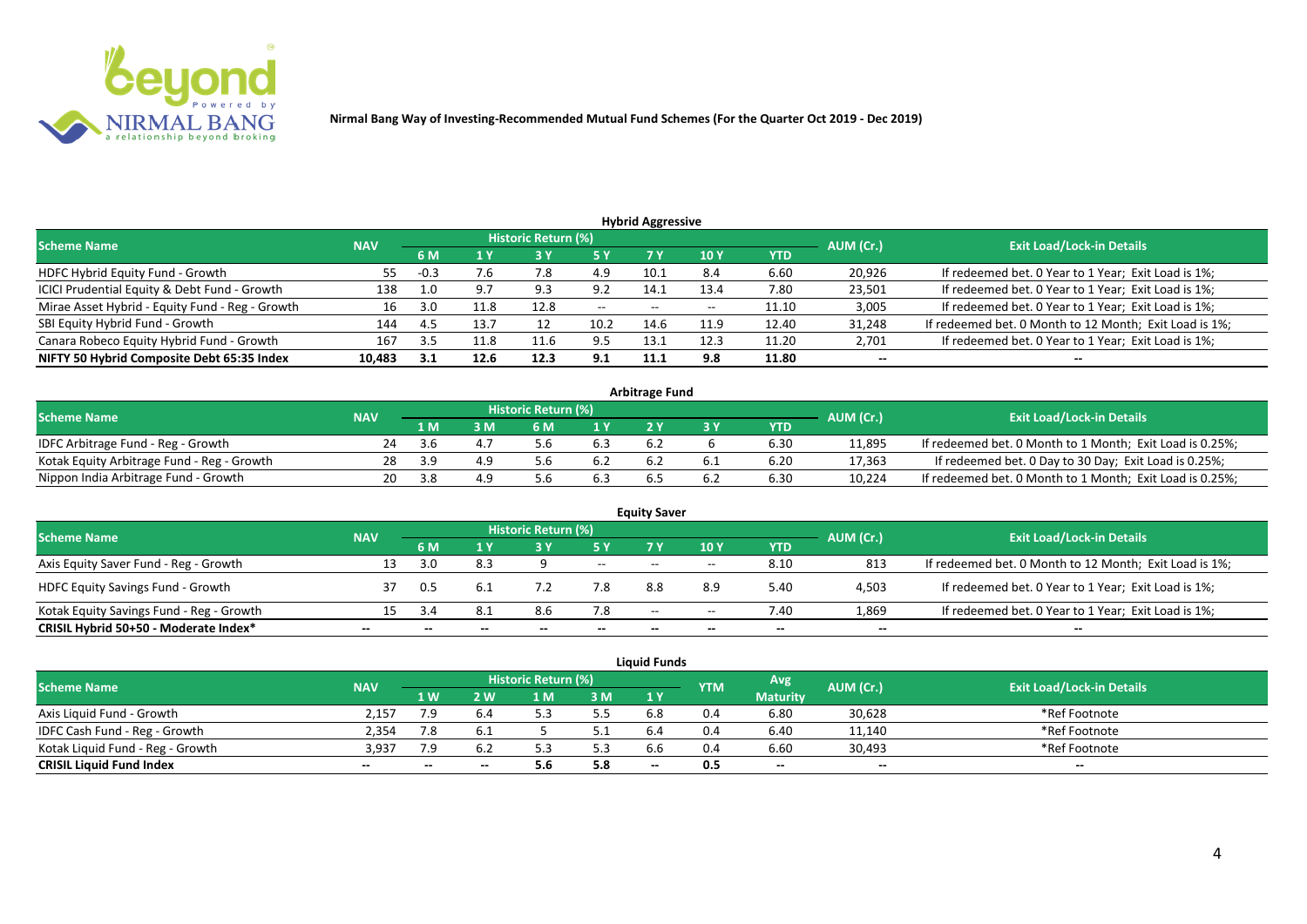Nirmal Bang Way of Investing-Recommended Mutual Fund Schemes (For the Quarter Oct 2019 - Dec 2019)

## Hybrid Aggressive

| Scheme Name | NAV | Historic Return (%) | | | | | | | AUM (Cr.) | Exit Load/Lock-in Details |
|---|---|---|---|---|---|---|---|---|---|---|
| | | 6 M | 1 Y | 3 Y | 5 Y | 7 Y | 10 Y | YTD | | |
| HDFC Hybrid Equity Fund - Growth | 55 | -0.3 | 7.6 | 7.8 | 4.9 | 10.1 | 8.4 | 6.60 | 20,926 | If redeemed bet. 0 Year to 1 Year; Exit Load is 1%; |
| ICICI Prudential Equity & Debt Fund - Growth | 138 | 1.0 | 9.7 | 9.3 | 9.2 | 14.1 | 13.4 | 7.80 | 23,501 | If redeemed bet. 0 Year to 1 Year; Exit Load is 1%; |
| Mirae Asset Hybrid - Equity Fund - Reg - Growth | 16 | 3.0 | 11.8 | 12.8 | -- | -- | -- | 11.10 | 3,005 | If redeemed bet. 0 Year to 1 Year; Exit Load is 1%; |
| SBI Equity Hybrid Fund - Growth | 144 | 4.5 | 13.7 | 12 | 10.2 | 14.6 | 11.9 | 12.40 | 31,248 | If redeemed bet. 0 Month to 12 Month; Exit Load is 1%; |
| Canara Robeco Equity Hybrid Fund - Growth | 167 | 3.5 | 11.8 | 11.6 | 9.5 | 13.1 | 12.3 | 11.20 | 2,701 | If redeemed bet. 0 Year to 1 Year; Exit Load is 1%; |
| **NIFTY 50 Hybrid Composite Debt 65:35 Index** | **10,483** | **3.1** | **12.6** | **12.3** | **9.1** | **11.1** | **9.8** | **11.80** | **--** | **--** |

## Arbitrage Fund

| Scheme Name | NAV | Historic Return (%) | | | | | | | AUM (Cr.) | Exit Load/Lock-in Details |
|---|---|---|---|---|---|---|---|---|---|---|
| | | 1 M | 3 M | 6 M | 1 Y | 2 Y | 3 Y | YTD | | |
| IDFC Arbitrage Fund - Reg - Growth | 24 | 3.6 | 4.7 | 5.6 | 6.3 | 6.2 | 6 | 6.30 | 11,895 | If redeemed bet. 0 Month to 1 Month; Exit Load is 0.25%; |
| Kotak Equity Arbitrage Fund - Reg - Growth | 28 | 3.9 | 4.9 | 5.6 | 6.2 | 6.2 | 6.1 | 6.20 | 17,363 | If redeemed bet. 0 Day to 30 Day; Exit Load is 0.25%; |
| Nippon India Arbitrage Fund - Growth | 20 | 3.8 | 4.9 | 5.6 | 6.3 | 6.5 | 6.2 | 6.30 | 10,224 | If redeemed bet. 0 Month to 1 Month; Exit Load is 0.25%; |

## Equity Saver

| Scheme Name | NAV | Historic Return (%) | | | | | | | AUM (Cr.) | Exit Load/Lock-in Details |
|---|---|---|---|---|---|---|---|---|---|---|
| | | 6 M | 1 Y | 3 Y | 5 Y | 7 Y | 10 Y | YTD | | |
| Axis Equity Saver Fund - Reg - Growth | 13 | 3.0 | 8.3 | 9 | -- | -- | -- | 8.10 | 813 | If redeemed bet. 0 Month to 12 Month; Exit Load is 1%; |
| HDFC Equity Savings Fund - Growth | 37 | 0.5 | 6.1 | 7.2 | 7.8 | 8.8 | 8.9 | 5.40 | 4,503 | If redeemed bet. 0 Year to 1 Year; Exit Load is 1%; |
| Kotak Equity Savings Fund - Reg - Growth | 15 | 3.4 | 8.1 | 8.6 | 7.8 | -- | -- | 7.40 | 1,869 | If redeemed bet. 0 Year to 1 Year; Exit Load is 1%; |
| **CRISIL Hybrid 50+50 - Moderate Index*** | **--** | **--** | **--** | **--** | **--** | **--** | **--** | **--** | **--** | **--** |

## Liquid Funds

| Scheme Name | NAV | Historic Return (%) | | | | | YTM | Avg Maturity | AUM (Cr.) | Exit Load/Lock-in Details |
|---|---|---|---|---|---|---|---|---|---|---|
| | | 1 W | 2 W | 1 M | 3 M | 1 Y | | | | |
| Axis Liquid Fund - Growth | 2,157 | 7.9 | 6.4 | 5.3 | 5.5 | 6.8 | 0.4 | 6.80 | 30,628 | *Ref Footnote |
| IDFC Cash Fund - Reg - Growth | 2,354 | 7.8 | 6.1 | 5 | 5.1 | 6.4 | 0.4 | 6.40 | 11,140 | *Ref Footnote |
| Kotak Liquid Fund - Reg - Growth | 3,937 | 7.9 | 6.2 | 5.3 | 5.3 | 6.6 | 0.4 | 6.60 | 30,493 | *Ref Footnote |
| **CRISIL Liquid Fund Index** | **--** | **--** | **--** | **5.6** | **5.8** | **--** | **0.5** | **--** | **--** | **--** |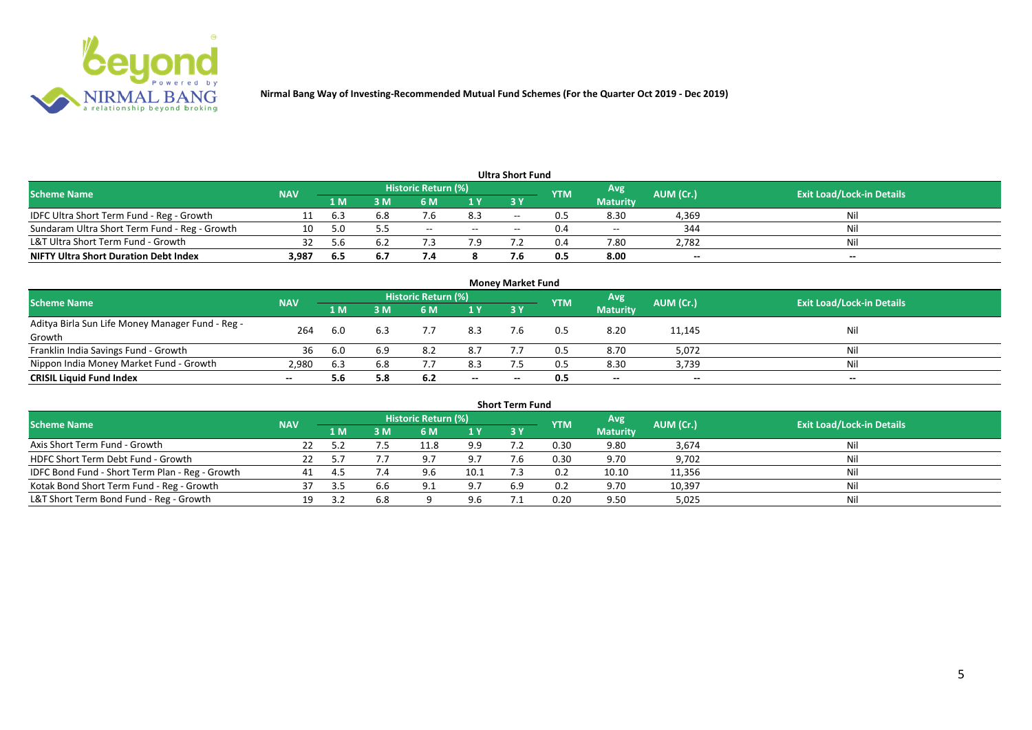**Nirmal Bang Way of Investing-Recommended Mutual Fund Schemes (For the Quarter Oct 2019 - Dec 2019)**

### Ultra Short Fund

| Scheme Name | NAV | Historic Return (%) | | | | | YTM | Avg Maturity | AUM (Cr.) | Exit Load/Lock-in Details |
|---|---|---|---|---|---|---|---|---|---|---|
| | | 1 M | 3 M | 6 M | 1 Y | 3 Y | | | | |
| IDFC Ultra Short Term Fund - Reg - Growth | 11 | 6.3 | 6.8 | 7.6 | 8.3 | -- | 0.5 | 8.30 | 4,369 | Nil |
| Sundaram Ultra Short Term Fund - Reg - Growth | 10 | 5.0 | 5.5 | -- | -- | -- | 0.4 | -- | 344 | Nil |
| L&T Ultra Short Term Fund - Growth | 32 | 5.6 | 6.2 | 7.3 | 7.9 | 7.2 | 0.4 | 7.80 | 2,782 | Nil |
| **NIFTY Ultra Short Duration Debt Index** | **3,987** | **6.5** | **6.7** | **7.4** | **8** | **7.6** | **0.5** | **8.00** | **--** | **--** |

### Money Market Fund

| Scheme Name | NAV | Historic Return (%) | | | | | YTM | Avg Maturity | AUM (Cr.) | Exit Load/Lock-in Details |
|---|---|---|---|---|---|---|---|---|---|---|
| | | 1 M | 3 M | 6 M | 1 Y | 3 Y | | | | |
| Aditya Birla Sun Life Money Manager Fund - Reg - Growth | 264 | 6.0 | 6.3 | 7.7 | 8.3 | 7.6 | 0.5 | 8.20 | 11,145 | Nil |
| Franklin India Savings Fund - Growth | 36 | 6.0 | 6.9 | 8.2 | 8.7 | 7.7 | 0.5 | 8.70 | 5,072 | Nil |
| Nippon India Money Market Fund - Growth | 2,980 | 6.3 | 6.8 | 7.7 | 8.3 | 7.5 | 0.5 | 8.30 | 3,739 | Nil |
| **CRISIL Liquid Fund Index** | **--** | **5.6** | **5.8** | **6.2** | **--** | **--** | **0.5** | **--** | **--** | **--** |

### Short Term Fund

| Scheme Name | NAV | Historic Return (%) | | | | | YTM | Avg Maturity | AUM (Cr.) | Exit Load/Lock-in Details |
|---|---|---|---|---|---|---|---|---|---|---|
| | | 1 M | 3 M | 6 M | 1 Y | 3 Y | | | | |
| Axis Short Term Fund - Growth | 22 | 5.2 | 7.5 | 11.8 | 9.9 | 7.2 | 0.30 | 9.80 | 3,674 | Nil |
| HDFC Short Term Debt Fund - Growth | 22 | 5.7 | 7.7 | 9.7 | 9.7 | 7.6 | 0.30 | 9.70 | 9,702 | Nil |
| IDFC Bond Fund - Short Term Plan - Reg - Growth | 41 | 4.5 | 7.4 | 9.6 | 10.1 | 7.3 | 0.2 | 10.10 | 11,356 | Nil |
| Kotak Bond Short Term Fund - Reg - Growth | 37 | 3.5 | 6.6 | 9.1 | 9.7 | 6.9 | 0.2 | 9.70 | 10,397 | Nil |
| L&T Short Term Bond Fund - Reg - Growth | 19 | 3.2 | 6.8 | 9 | 9.6 | 7.1 | 0.20 | 9.50 | 5,025 | Nil |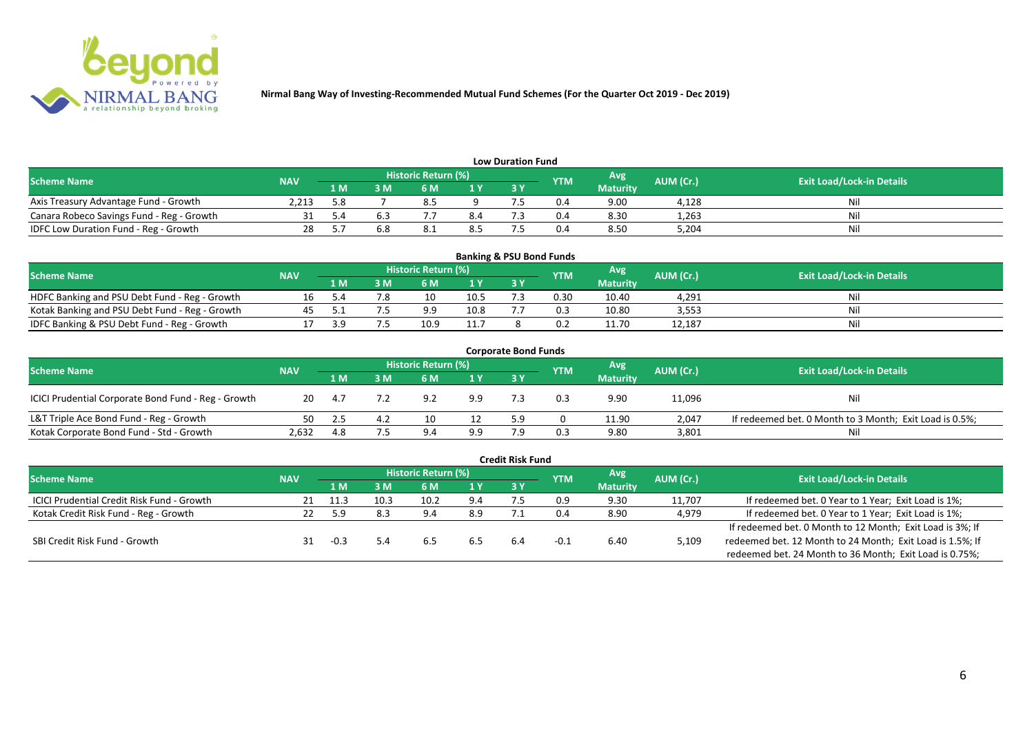**Nirmal Bang Way of Investing-Recommended Mutual Fund Schemes (For the Quarter Oct 2019 - Dec 2019)**

### Low Duration Fund

| Scheme Name | NAV | Historic Return (%) | | | | | YTM | Avg Maturity | AUM (Cr.) | Exit Load/Lock-in Details |
|---|---|---|---|---|---|---|---|---|---|---|
| | | 1 M | 3 M | 6 M | 1 Y | 3 Y | | | | |
| Axis Treasury Advantage Fund - Growth | 2,213 | 5.8 | 7 | 8.5 | 9 | 7.5 | 0.4 | 9.00 | 4,128 | Nil |
| Canara Robeco Savings Fund - Reg - Growth | 31 | 5.4 | 6.3 | 7.7 | 8.4 | 7.3 | 0.4 | 8.30 | 1,263 | Nil |
| IDFC Low Duration Fund - Reg - Growth | 28 | 5.7 | 6.8 | 8.1 | 8.5 | 7.5 | 0.4 | 8.50 | 5,204 | Nil |

### Banking & PSU Bond Funds

| Scheme Name | NAV | Historic Return (%) | | | | | YTM | Avg Maturity | AUM (Cr.) | Exit Load/Lock-in Details |
|---|---|---|---|---|---|---|---|---|---|---|
| | | 1 M | 3 M | 6 M | 1 Y | 3 Y | | | | |
| HDFC Banking and PSU Debt Fund - Reg - Growth | 16 | 5.4 | 7.8 | 10 | 10.5 | 7.3 | 0.30 | 10.40 | 4,291 | Nil |
| Kotak Banking and PSU Debt Fund - Reg - Growth | 45 | 5.1 | 7.5 | 9.9 | 10.8 | 7.7 | 0.3 | 10.80 | 3,553 | Nil |
| IDFC Banking & PSU Debt Fund - Reg - Growth | 17 | 3.9 | 7.5 | 10.9 | 11.7 | 8 | 0.2 | 11.70 | 12,187 | Nil |

### Corporate Bond Funds

| Scheme Name | NAV | Historic Return (%) | | | | | YTM | Avg Maturity | AUM (Cr.) | Exit Load/Lock-in Details |
|---|---|---|---|---|---|---|---|---|---|---|
| | | 1 M | 3 M | 6 M | 1 Y | 3 Y | | | | |
| ICICI Prudential Corporate Bond Fund - Reg - Growth | 20 | 4.7 | 7.2 | 9.2 | 9.9 | 7.3 | 0.3 | 9.90 | 11,096 | Nil |
| L&T Triple Ace Bond Fund - Reg - Growth | 50 | 2.5 | 4.2 | 10 | 12 | 5.9 | 0 | 11.90 | 2,047 | If redeemed bet. 0 Month to 3 Month; Exit Load is 0.5%; |
| Kotak Corporate Bond Fund - Std - Growth | 2,632 | 4.8 | 7.5 | 9.4 | 9.9 | 7.9 | 0.3 | 9.80 | 3,801 | Nil |

### Credit Risk Fund

| Scheme Name | NAV | Historic Return (%) | | | | | YTM | Avg Maturity | AUM (Cr.) | Exit Load/Lock-in Details |
|---|---|---|---|---|---|---|---|---|---|---|
| | | 1 M | 3 M | 6 M | 1 Y | 3 Y | | | | |
| ICICI Prudential Credit Risk Fund - Growth | 21 | 11.3 | 10.3 | 10.2 | 9.4 | 7.5 | 0.9 | 9.30 | 11,707 | If redeemed bet. 0 Year to 1 Year; Exit Load is 1%; |
| Kotak Credit Risk Fund - Reg - Growth | 22 | 5.9 | 8.3 | 9.4 | 8.9 | 7.1 | 0.4 | 8.90 | 4,979 | If redeemed bet. 0 Year to 1 Year; Exit Load is 1%; |
| SBI Credit Risk Fund - Growth | 31 | -0.3 | 5.4 | 6.5 | 6.5 | 6.4 | -0.1 | 6.40 | 5,109 | If redeemed bet. 0 Month to 12 Month; Exit Load is 3%; If redeemed bet. 12 Month to 24 Month; Exit Load is 1.5%; If redeemed bet. 24 Month to 36 Month; Exit Load is 0.75%; |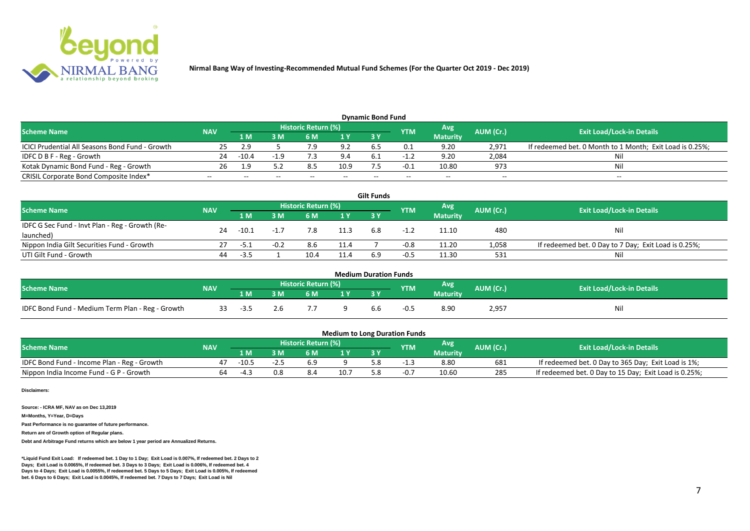Nirmal Bang Way of Investing-Recommended Mutual Fund Schemes (For the Quarter Oct 2019 - Dec 2019)

## Dynamic Bond Fund

| Scheme Name | NAV | Historic Return (%) | | | | | YTM | Avg Maturity | AUM (Cr.) | Exit Load/Lock-in Details |
|---|---|---|---|---|---|---|---|---|---|---|
| | | 1 M | 3 M | 6 M | 1 Y | 3 Y | | | | |
| ICICI Prudential All Seasons Bond Fund - Growth | 25 | 2.9 | 5 | 7.9 | 9.2 | 6.5 | 0.1 | 9.20 | 2,971 | If redeemed bet. 0 Month to 1 Month; Exit Load is 0.25%; |
| IDFC D B F - Reg - Growth | 24 | -10.4 | -1.9 | 7.3 | 9.4 | 6.1 | -1.2 | 9.20 | 2,084 | Nil |
| Kotak Dynamic Bond Fund - Reg - Growth | 26 | 1.9 | 5.2 | 8.5 | 10.9 | 7.5 | -0.1 | 10.80 | 973 | Nil |
| CRISIL Corporate Bond Composite Index* | -- | -- | -- | -- | -- | -- | -- | -- | -- | -- |

## Gilt Funds

| Scheme Name | NAV | Historic Return (%) | | | | | YTM | Avg Maturity | AUM (Cr.) | Exit Load/Lock-in Details |
|---|---|---|---|---|---|---|---|---|---|---|
| | | 1 M | 3 M | 6 M | 1 Y | 3 Y | | | | |
| IDFC G Sec Fund - Invt Plan - Reg - Growth (Re-launched) | 24 | -10.1 | -1.7 | 7.8 | 11.3 | 6.8 | -1.2 | 11.10 | 480 | Nil |
| Nippon India Gilt Securities Fund - Growth | 27 | -5.1 | -0.2 | 8.6 | 11.4 | 7 | -0.8 | 11.20 | 1,058 | If redeemed bet. 0 Day to 7 Day; Exit Load is 0.25%; |
| UTI Gilt Fund - Growth | 44 | -3.5 | 1 | 10.4 | 11.4 | 6.9 | -0.5 | 11.30 | 531 | Nil |

## Medium Duration Funds

| Scheme Name | NAV | Historic Return (%) | | | | | YTM | Avg Maturity | AUM (Cr.) | Exit Load/Lock-in Details |
|---|---|---|---|---|---|---|---|---|---|---|
| | | 1 M | 3 M | 6 M | 1 Y | 3 Y | | | | |
| IDFC Bond Fund - Medium Term Plan - Reg - Growth | 33 | -3.5 | 2.6 | 7.7 | 9 | 6.6 | -0.5 | 8.90 | 2,957 | Nil |

## Medium to Long Duration Funds

| Scheme Name | NAV | Historic Return (%) | | | | | YTM | Avg Maturity | AUM (Cr.) | Exit Load/Lock-in Details |
|---|---|---|---|---|---|---|---|---|---|---|
| | | 1 M | 3 M | 6 M | 1 Y | 3 Y | | | | |
| IDFC Bond Fund - Income Plan - Reg - Growth | 47 | -10.5 | -2.5 | 6.9 | 9 | 5.8 | -1.3 | 8.80 | 681 | If redeemed bet. 0 Day to 365 Day; Exit Load is 1%; |
| Nippon India Income Fund - G P - Growth | 64 | -4.3 | 0.8 | 8.4 | 10.7 | 5.8 | -0.7 | 10.60 | 285 | If redeemed bet. 0 Day to 15 Day; Exit Load is 0.25%; |

**Disclaimers:**

**Source: - ICRA MF, NAV as on Dec 13,2019**

**M=Months, Y=Year, D=Days**

**Past Performance is no guarantee of future performance.**

**Return are of Growth option of Regular plans.**

**Debt and Arbitrage Fund returns which are below 1 year period are Annualized Returns.**

**\*Liquid Fund Exit Load: If redeemed bet. 1 Day to 1 Day; Exit Load is 0.007%, If redeemed bet. 2 Days to 2 Days; Exit Load is 0.0065%, If redeemed bet. 3 Days to 3 Days; Exit Load is 0.006%, If redeemed bet. 4 Days to 4 Days; Exit Load is 0.0055%, If redeemed bet. 5 Days to 5 Days; Exit Load is 0.005%, If redeemed bet. 6 Days to 6 Days; Exit Load is 0.0045%, If redeemed bet. 7 Days to 7 Days; Exit Load is Nil**